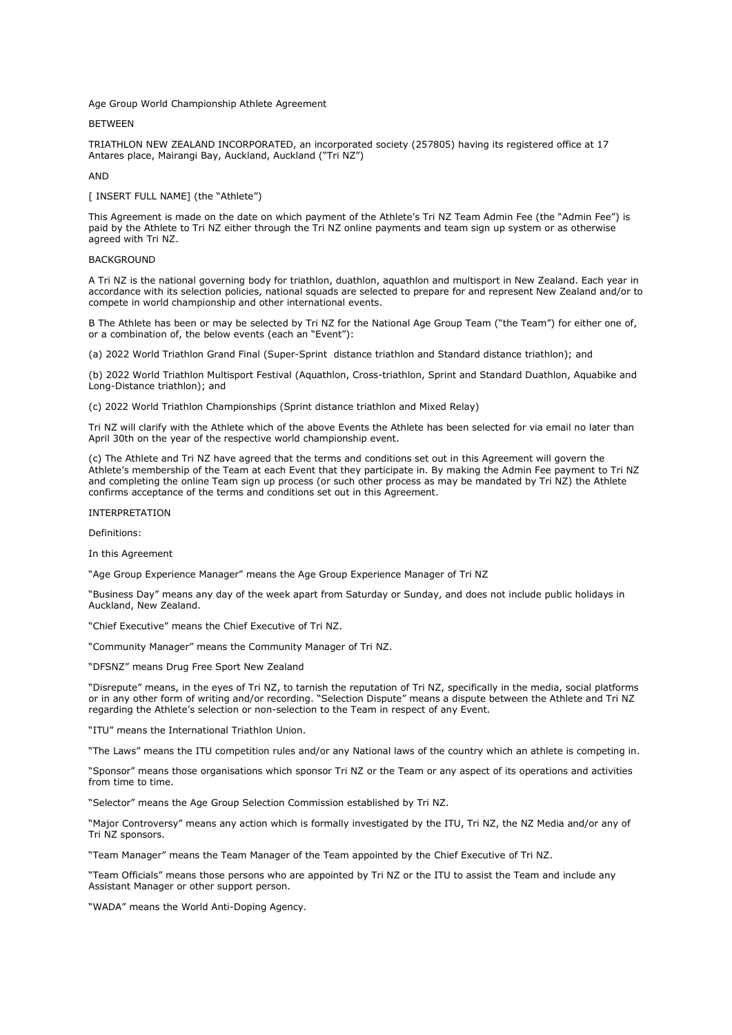Age Group World Championship Athlete Agreement

BETWEEN

TRIATHLON NEW ZEALAND INCORPORATED, an incorporated society (257805) having its registered office at 17 Antares place, Mairangi Bay, Auckland, Auckland ("Tri NZ")

AND

[ INSERT FULL NAME] (the "Athlete")

This Agreement is made on the date on which payment of the Athlete's Tri NZ Team Admin Fee (the "Admin Fee") is paid by the Athlete to Tri NZ either through the Tri NZ online payments and team sign up system or as otherwise agreed with Tri NZ.

BACKGROUND

A Tri NZ is the national governing body for triathlon, duathlon, aquathlon and multisport in New Zealand. Each year in accordance with its selection policies, national squads are selected to prepare for and represent New Zealand and/or to compete in world championship and other international events.

B The Athlete has been or may be selected by Tri NZ for the National Age Group Team ("the Team") for either one of, or a combination of, the below events (each an "Event"):

(a) 2022 World Triathlon Grand Final (Super-Sprint distance triathlon and Standard distance triathlon); and

(b) 2022 World Triathlon Multisport Festival (Aquathlon, Cross-triathlon, Sprint and Standard Duathlon, Aquabike and Long-Distance triathlon); and

(c) 2022 World Triathlon Championships (Sprint distance triathlon and Mixed Relay)

Tri NZ will clarify with the Athlete which of the above Events the Athlete has been selected for via email no later than April 30th on the year of the respective world championship event.

(c) The Athlete and Tri NZ have agreed that the terms and conditions set out in this Agreement will govern the Athlete's membership of the Team at each Event that they participate in. By making the Admin Fee payment to Tri NZ and completing the online Team sign up process (or such other process as may be mandated by Tri NZ) the Athlete confirms acceptance of the terms and conditions set out in this Agreement.

INTERPRETATION

Definitions:

In this Agreement

"Age Group Experience Manager" means the Age Group Experience Manager of Tri NZ

"Business Day" means any day of the week apart from Saturday or Sunday, and does not include public holidays in Auckland, New Zealand.

"Chief Executive" means the Chief Executive of Tri NZ.

"Community Manager" means the Community Manager of Tri NZ.

"DFSNZ" means Drug Free Sport New Zealand

"Disrepute" means, in the eyes of Tri NZ, to tarnish the reputation of Tri NZ, specifically in the media, social platforms or in any other form of writing and/or recording. "Selection Dispute" means a dispute between the Athlete and Tri NZ regarding the Athlete's selection or non-selection to the Team in respect of any Event.

"ITU" means the International Triathlon Union.

"The Laws" means the ITU competition rules and/or any National laws of the country which an athlete is competing in.

"Sponsor" means those organisations which sponsor Tri NZ or the Team or any aspect of its operations and activities from time to time.

"Selector" means the Age Group Selection Commission established by Tri NZ.

"Major Controversy" means any action which is formally investigated by the ITU, Tri NZ, the NZ Media and/or any of Tri NZ sponsors.

"Team Manager" means the Team Manager of the Team appointed by the Chief Executive of Tri NZ.

"Team Officials" means those persons who are appointed by Tri NZ or the ITU to assist the Team and include any Assistant Manager or other support person.

"WADA" means the World Anti-Doping Agency.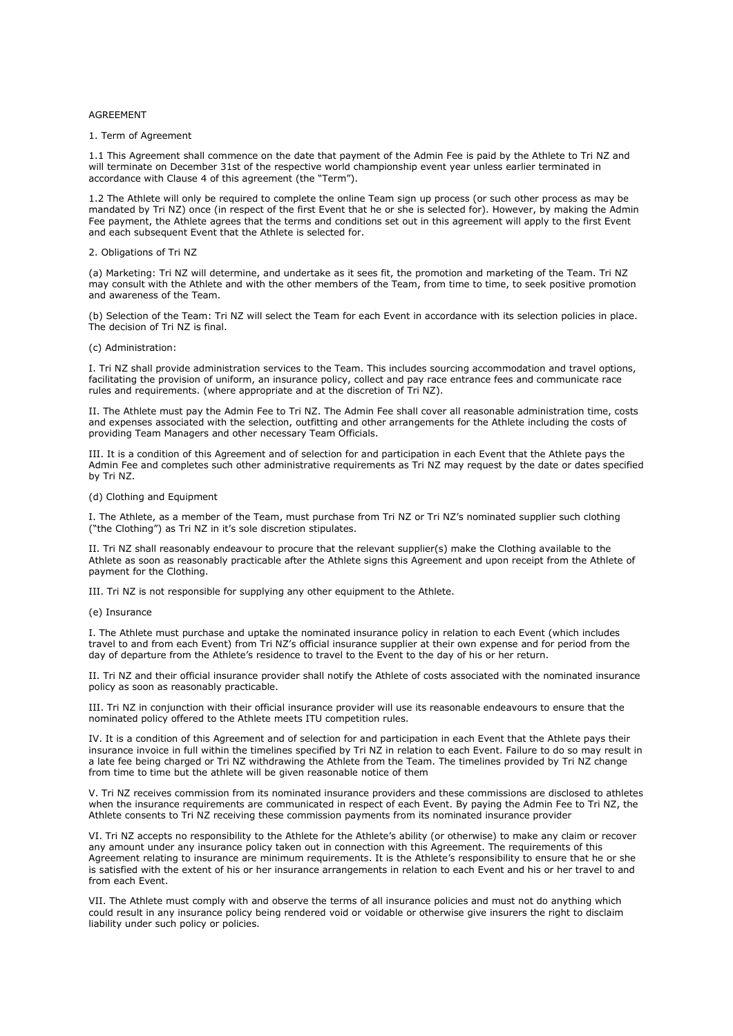AGREEMENT

1. Term of Agreement

1.1 This Agreement shall commence on the date that payment of the Admin Fee is paid by the Athlete to Tri NZ and will terminate on December 31st of the respective world championship event year unless earlier terminated in accordance with Clause 4 of this agreement (the "Term").

1.2 The Athlete will only be required to complete the online Team sign up process (or such other process as may be mandated by Tri NZ) once (in respect of the first Event that he or she is selected for). However, by making the Admin Fee payment, the Athlete agrees that the terms and conditions set out in this agreement will apply to the first Event and each subsequent Event that the Athlete is selected for.

2. Obligations of Tri NZ

(a) Marketing: Tri NZ will determine, and undertake as it sees fit, the promotion and marketing of the Team. Tri NZ may consult with the Athlete and with the other members of the Team, from time to time, to seek positive promotion and awareness of the Team.

(b) Selection of the Team: Tri NZ will select the Team for each Event in accordance with its selection policies in place. The decision of Tri NZ is final.

(c) Administration:

I. Tri NZ shall provide administration services to the Team. This includes sourcing accommodation and travel options, facilitating the provision of uniform, an insurance policy, collect and pay race entrance fees and communicate race rules and requirements. (where appropriate and at the discretion of Tri NZ).

II. The Athlete must pay the Admin Fee to Tri NZ. The Admin Fee shall cover all reasonable administration time, costs and expenses associated with the selection, outfitting and other arrangements for the Athlete including the costs of providing Team Managers and other necessary Team Officials.

III. It is a condition of this Agreement and of selection for and participation in each Event that the Athlete pays the Admin Fee and completes such other administrative requirements as Tri NZ may request by the date or dates specified by Tri NZ.

(d) Clothing and Equipment

I. The Athlete, as a member of the Team, must purchase from Tri NZ or Tri NZ's nominated supplier such clothing ("the Clothing") as Tri NZ in it's sole discretion stipulates.

II. Tri NZ shall reasonably endeavour to procure that the relevant supplier(s) make the Clothing available to the Athlete as soon as reasonably practicable after the Athlete signs this Agreement and upon receipt from the Athlete of payment for the Clothing.

III. Tri NZ is not responsible for supplying any other equipment to the Athlete.

(e) Insurance

I. The Athlete must purchase and uptake the nominated insurance policy in relation to each Event (which includes travel to and from each Event) from Tri NZ's official insurance supplier at their own expense and for period from the day of departure from the Athlete's residence to travel to the Event to the day of his or her return.

II. Tri NZ and their official insurance provider shall notify the Athlete of costs associated with the nominated insurance policy as soon as reasonably practicable.

III. Tri NZ in conjunction with their official insurance provider will use its reasonable endeavours to ensure that the nominated policy offered to the Athlete meets ITU competition rules.

IV. It is a condition of this Agreement and of selection for and participation in each Event that the Athlete pays their insurance invoice in full within the timelines specified by Tri NZ in relation to each Event. Failure to do so may result in a late fee being charged or Tri NZ withdrawing the Athlete from the Team. The timelines provided by Tri NZ change from time to time but the athlete will be given reasonable notice of them

V. Tri NZ receives commission from its nominated insurance providers and these commissions are disclosed to athletes when the insurance requirements are communicated in respect of each Event. By paying the Admin Fee to Tri NZ, the Athlete consents to Tri NZ receiving these commission payments from its nominated insurance provider

VI. Tri NZ accepts no responsibility to the Athlete for the Athlete's ability (or otherwise) to make any claim or recover any amount under any insurance policy taken out in connection with this Agreement. The requirements of this Agreement relating to insurance are minimum requirements. It is the Athlete's responsibility to ensure that he or she is satisfied with the extent of his or her insurance arrangements in relation to each Event and his or her travel to and from each Event.

VII. The Athlete must comply with and observe the terms of all insurance policies and must not do anything which could result in any insurance policy being rendered void or voidable or otherwise give insurers the right to disclaim liability under such policy or policies.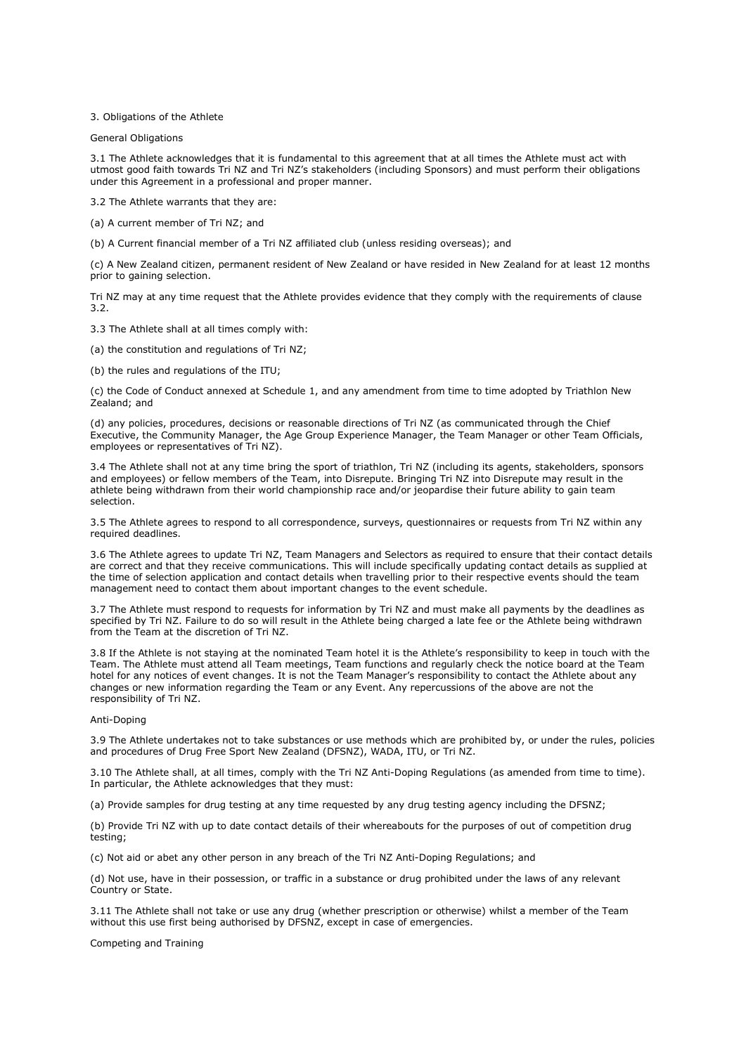## 3. Obligations of the Athlete

### General Obligations

3.1 The Athlete acknowledges that it is fundamental to this agreement that at all times the Athlete must act with utmost good faith towards Tri NZ and Tri NZ's stakeholders (including Sponsors) and must perform their obligations under this Agreement in a professional and proper manner.

3.2 The Athlete warrants that they are:

(a) A current member of Tri NZ; and

(b) A Current financial member of a Tri NZ affiliated club (unless residing overseas); and

(c) A New Zealand citizen, permanent resident of New Zealand or have resided in New Zealand for at least 12 months prior to gaining selection.

Tri NZ may at any time request that the Athlete provides evidence that they comply with the requirements of clause 3.2.

3.3 The Athlete shall at all times comply with:

(a) the constitution and regulations of Tri NZ;

(b) the rules and regulations of the ITU;

(c) the Code of Conduct annexed at Schedule 1, and any amendment from time to time adopted by Triathlon New Zealand; and

(d) any policies, procedures, decisions or reasonable directions of Tri NZ (as communicated through the Chief Executive, the Community Manager, the Age Group Experience Manager, the Team Manager or other Team Officials, employees or representatives of Tri NZ).

3.4 The Athlete shall not at any time bring the sport of triathlon, Tri NZ (including its agents, stakeholders, sponsors and employees) or fellow members of the Team, into Disrepute. Bringing Tri NZ into Disrepute may result in the athlete being withdrawn from their world championship race and/or jeopardise their future ability to gain team selection.

3.5 The Athlete agrees to respond to all correspondence, surveys, questionnaires or requests from Tri NZ within any required deadlines.

3.6 The Athlete agrees to update Tri NZ, Team Managers and Selectors as required to ensure that their contact details are correct and that they receive communications. This will include specifically updating contact details as supplied at the time of selection application and contact details when travelling prior to their respective events should the team management need to contact them about important changes to the event schedule.

3.7 The Athlete must respond to requests for information by Tri NZ and must make all payments by the deadlines as specified by Tri NZ. Failure to do so will result in the Athlete being charged a late fee or the Athlete being withdrawn from the Team at the discretion of Tri NZ.

3.8 If the Athlete is not staying at the nominated Team hotel it is the Athlete's responsibility to keep in touch with the Team. The Athlete must attend all Team meetings, Team functions and regularly check the notice board at the Team hotel for any notices of event changes. It is not the Team Manager's responsibility to contact the Athlete about any changes or new information regarding the Team or any Event. Any repercussions of the above are not the responsibility of Tri NZ.

### Anti-Doping

3.9 The Athlete undertakes not to take substances or use methods which are prohibited by, or under the rules, policies and procedures of Drug Free Sport New Zealand (DFSNZ), WADA, ITU, or Tri NZ.

3.10 The Athlete shall, at all times, comply with the Tri NZ Anti-Doping Regulations (as amended from time to time). In particular, the Athlete acknowledges that they must:

(a) Provide samples for drug testing at any time requested by any drug testing agency including the DFSNZ;

(b) Provide Tri NZ with up to date contact details of their whereabouts for the purposes of out of competition drug testing;

(c) Not aid or abet any other person in any breach of the Tri NZ Anti-Doping Regulations; and

(d) Not use, have in their possession, or traffic in a substance or drug prohibited under the laws of any relevant Country or State.

3.11 The Athlete shall not take or use any drug (whether prescription or otherwise) whilst a member of the Team without this use first being authorised by DFSNZ, except in case of emergencies.

### Competing and Training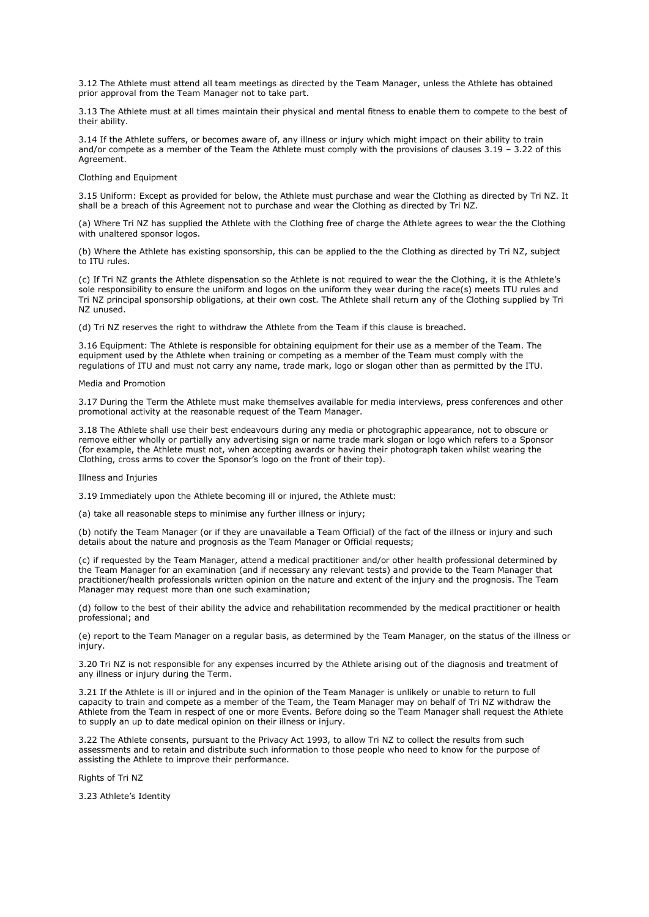3.12 The Athlete must attend all team meetings as directed by the Team Manager, unless the Athlete has obtained prior approval from the Team Manager not to take part.

3.13 The Athlete must at all times maintain their physical and mental fitness to enable them to compete to the best of their ability.

3.14 If the Athlete suffers, or becomes aware of, any illness or injury which might impact on their ability to train and/or compete as a member of the Team the Athlete must comply with the provisions of clauses 3.19 – 3.22 of this Agreement.

Clothing and Equipment

3.15 Uniform: Except as provided for below, the Athlete must purchase and wear the Clothing as directed by Tri NZ. It shall be a breach of this Agreement not to purchase and wear the Clothing as directed by Tri NZ.

(a) Where Tri NZ has supplied the Athlete with the Clothing free of charge the Athlete agrees to wear the the Clothing with unaltered sponsor logos.

(b) Where the Athlete has existing sponsorship, this can be applied to the the Clothing as directed by Tri NZ, subject to ITU rules.

(c) If Tri NZ grants the Athlete dispensation so the Athlete is not required to wear the the Clothing, it is the Athlete's sole responsibility to ensure the uniform and logos on the uniform they wear during the race(s) meets ITU rules and Tri NZ principal sponsorship obligations, at their own cost. The Athlete shall return any of the Clothing supplied by Tri NZ unused.

(d) Tri NZ reserves the right to withdraw the Athlete from the Team if this clause is breached.

3.16 Equipment: The Athlete is responsible for obtaining equipment for their use as a member of the Team. The equipment used by the Athlete when training or competing as a member of the Team must comply with the regulations of ITU and must not carry any name, trade mark, logo or slogan other than as permitted by the ITU.

Media and Promotion

3.17 During the Term the Athlete must make themselves available for media interviews, press conferences and other promotional activity at the reasonable request of the Team Manager.

3.18 The Athlete shall use their best endeavours during any media or photographic appearance, not to obscure or remove either wholly or partially any advertising sign or name trade mark slogan or logo which refers to a Sponsor (for example, the Athlete must not, when accepting awards or having their photograph taken whilst wearing the Clothing, cross arms to cover the Sponsor's logo on the front of their top).

Illness and Injuries

3.19 Immediately upon the Athlete becoming ill or injured, the Athlete must:

(a) take all reasonable steps to minimise any further illness or injury;

(b) notify the Team Manager (or if they are unavailable a Team Official) of the fact of the illness or injury and such details about the nature and prognosis as the Team Manager or Official requests;

(c) if requested by the Team Manager, attend a medical practitioner and/or other health professional determined by the Team Manager for an examination (and if necessary any relevant tests) and provide to the Team Manager that practitioner/health professionals written opinion on the nature and extent of the injury and the prognosis. The Team Manager may request more than one such examination;

(d) follow to the best of their ability the advice and rehabilitation recommended by the medical practitioner or health professional; and

(e) report to the Team Manager on a regular basis, as determined by the Team Manager, on the status of the illness or injury.

3.20 Tri NZ is not responsible for any expenses incurred by the Athlete arising out of the diagnosis and treatment of any illness or injury during the Term.

3.21 If the Athlete is ill or injured and in the opinion of the Team Manager is unlikely or unable to return to full capacity to train and compete as a member of the Team, the Team Manager may on behalf of Tri NZ withdraw the Athlete from the Team in respect of one or more Events. Before doing so the Team Manager shall request the Athlete to supply an up to date medical opinion on their illness or injury.

3.22 The Athlete consents, pursuant to the Privacy Act 1993, to allow Tri NZ to collect the results from such assessments and to retain and distribute such information to those people who need to know for the purpose of assisting the Athlete to improve their performance.

Rights of Tri NZ

3.23 Athlete's Identity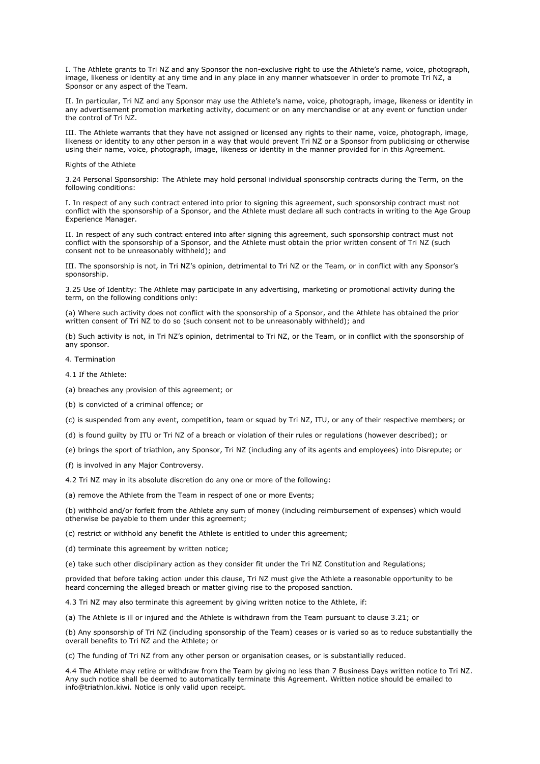I. The Athlete grants to Tri NZ and any Sponsor the non-exclusive right to use the Athlete's name, voice, photograph, image, likeness or identity at any time and in any place in any manner whatsoever in order to promote Tri NZ, a Sponsor or any aspect of the Team.

II. In particular, Tri NZ and any Sponsor may use the Athlete's name, voice, photograph, image, likeness or identity in any advertisement promotion marketing activity, document or on any merchandise or at any event or function under the control of Tri NZ.

III. The Athlete warrants that they have not assigned or licensed any rights to their name, voice, photograph, image, likeness or identity to any other person in a way that would prevent Tri NZ or a Sponsor from publicising or otherwise using their name, voice, photograph, image, likeness or identity in the manner provided for in this Agreement.

Rights of the Athlete

3.24 Personal Sponsorship: The Athlete may hold personal individual sponsorship contracts during the Term, on the following conditions:

I. In respect of any such contract entered into prior to signing this agreement, such sponsorship contract must not conflict with the sponsorship of a Sponsor, and the Athlete must declare all such contracts in writing to the Age Group Experience Manager.

II. In respect of any such contract entered into after signing this agreement, such sponsorship contract must not conflict with the sponsorship of a Sponsor, and the Athlete must obtain the prior written consent of Tri NZ (such consent not to be unreasonably withheld); and

III. The sponsorship is not, in Tri NZ's opinion, detrimental to Tri NZ or the Team, or in conflict with any Sponsor's sponsorship.

3.25 Use of Identity: The Athlete may participate in any advertising, marketing or promotional activity during the term, on the following conditions only:

(a) Where such activity does not conflict with the sponsorship of a Sponsor, and the Athlete has obtained the prior written consent of Tri NZ to do so (such consent not to be unreasonably withheld); and

(b) Such activity is not, in Tri NZ's opinion, detrimental to Tri NZ, or the Team, or in conflict with the sponsorship of any sponsor.

4. Termination

4.1 If the Athlete:

(a) breaches any provision of this agreement; or

(b) is convicted of a criminal offence; or

(c) is suspended from any event, competition, team or squad by Tri NZ, ITU, or any of their respective members; or

(d) is found guilty by ITU or Tri NZ of a breach or violation of their rules or regulations (however described); or

(e) brings the sport of triathlon, any Sponsor, Tri NZ (including any of its agents and employees) into Disrepute; or

(f) is involved in any Major Controversy.

4.2 Tri NZ may in its absolute discretion do any one or more of the following:

(a) remove the Athlete from the Team in respect of one or more Events;

(b) withhold and/or forfeit from the Athlete any sum of money (including reimbursement of expenses) which would otherwise be payable to them under this agreement;

(c) restrict or withhold any benefit the Athlete is entitled to under this agreement;

(d) terminate this agreement by written notice;

(e) take such other disciplinary action as they consider fit under the Tri NZ Constitution and Regulations;

provided that before taking action under this clause, Tri NZ must give the Athlete a reasonable opportunity to be heard concerning the alleged breach or matter giving rise to the proposed sanction.

4.3 Tri NZ may also terminate this agreement by giving written notice to the Athlete, if:

(a) The Athlete is ill or injured and the Athlete is withdrawn from the Team pursuant to clause 3.21; or

(b) Any sponsorship of Tri NZ (including sponsorship of the Team) ceases or is varied so as to reduce substantially the overall benefits to Tri NZ and the Athlete; or

(c) The funding of Tri NZ from any other person or organisation ceases, or is substantially reduced.

4.4 The Athlete may retire or withdraw from the Team by giving no less than 7 Business Days written notice to Tri NZ. Any such notice shall be deemed to automatically terminate this Agreement. Written notice should be emailed to info@triathlon.kiwi. Notice is only valid upon receipt.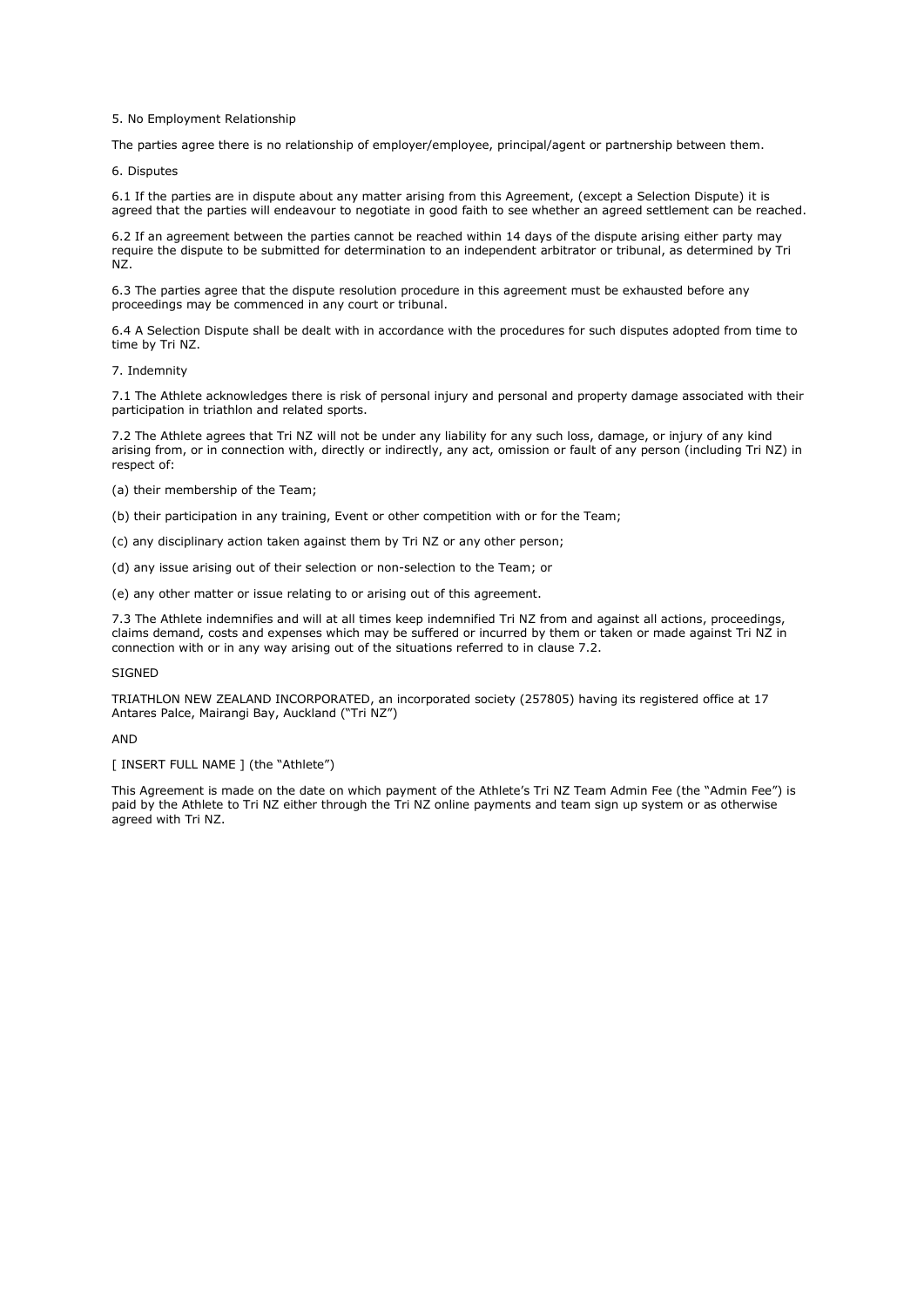## 5. No Employment Relationship

The parties agree there is no relationship of employer/employee, principal/agent or partnership between them.

## 6. Disputes

6.1 If the parties are in dispute about any matter arising from this Agreement, (except a Selection Dispute) it is agreed that the parties will endeavour to negotiate in good faith to see whether an agreed settlement can be reached.

6.2 If an agreement between the parties cannot be reached within 14 days of the dispute arising either party may require the dispute to be submitted for determination to an independent arbitrator or tribunal, as determined by Tri NZ.

6.3 The parties agree that the dispute resolution procedure in this agreement must be exhausted before any proceedings may be commenced in any court or tribunal.

6.4 A Selection Dispute shall be dealt with in accordance with the procedures for such disputes adopted from time to time by Tri NZ.

## 7. Indemnity

7.1 The Athlete acknowledges there is risk of personal injury and personal and property damage associated with their participation in triathlon and related sports.

7.2 The Athlete agrees that Tri NZ will not be under any liability for any such loss, damage, or injury of any kind arising from, or in connection with, directly or indirectly, any act, omission or fault of any person (including Tri NZ) in respect of:

(a) their membership of the Team;

(b) their participation in any training, Event or other competition with or for the Team;

(c) any disciplinary action taken against them by Tri NZ or any other person;

(d) any issue arising out of their selection or non-selection to the Team; or

(e) any other matter or issue relating to or arising out of this agreement.

7.3 The Athlete indemnifies and will at all times keep indemnified Tri NZ from and against all actions, proceedings, claims demand, costs and expenses which may be suffered or incurred by them or taken or made against Tri NZ in connection with or in any way arising out of the situations referred to in clause 7.2.

SIGNED

TRIATHLON NEW ZEALAND INCORPORATED, an incorporated society (257805) having its registered office at 17 Antares Palce, Mairangi Bay, Auckland ("Tri NZ")

AND

[ INSERT FULL NAME ] (the "Athlete")

This Agreement is made on the date on which payment of the Athlete's Tri NZ Team Admin Fee (the "Admin Fee") is paid by the Athlete to Tri NZ either through the Tri NZ online payments and team sign up system or as otherwise agreed with Tri NZ.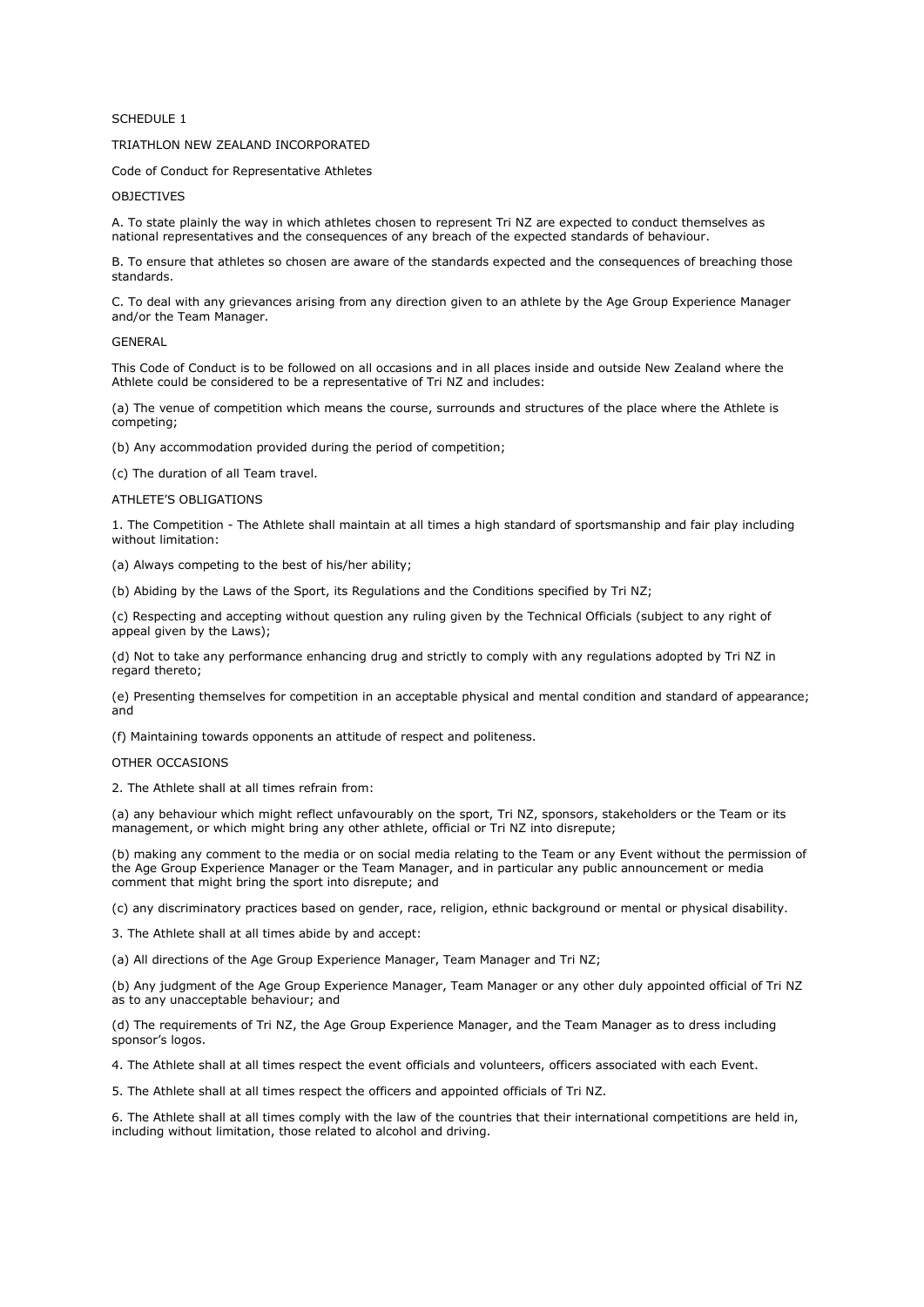SCHEDULE 1

TRIATHLON NEW ZEALAND INCORPORATED

Code of Conduct for Representative Athletes

OBJECTIVES

A. To state plainly the way in which athletes chosen to represent Tri NZ are expected to conduct themselves as national representatives and the consequences of any breach of the expected standards of behaviour.

B. To ensure that athletes so chosen are aware of the standards expected and the consequences of breaching those standards.

C. To deal with any grievances arising from any direction given to an athlete by the Age Group Experience Manager and/or the Team Manager.

GENERAL

This Code of Conduct is to be followed on all occasions and in all places inside and outside New Zealand where the Athlete could be considered to be a representative of Tri NZ and includes:

(a) The venue of competition which means the course, surrounds and structures of the place where the Athlete is competing;

(b) Any accommodation provided during the period of competition;

(c) The duration of all Team travel.

ATHLETE'S OBLIGATIONS

1. The Competition - The Athlete shall maintain at all times a high standard of sportsmanship and fair play including without limitation:

(a) Always competing to the best of his/her ability;

(b) Abiding by the Laws of the Sport, its Regulations and the Conditions specified by Tri NZ;

(c) Respecting and accepting without question any ruling given by the Technical Officials (subject to any right of appeal given by the Laws);

(d) Not to take any performance enhancing drug and strictly to comply with any regulations adopted by Tri NZ in regard thereto;

(e) Presenting themselves for competition in an acceptable physical and mental condition and standard of appearance; and

(f) Maintaining towards opponents an attitude of respect and politeness.

OTHER OCCASIONS

2. The Athlete shall at all times refrain from:

(a) any behaviour which might reflect unfavourably on the sport, Tri NZ, sponsors, stakeholders or the Team or its management, or which might bring any other athlete, official or Tri NZ into disrepute;

(b) making any comment to the media or on social media relating to the Team or any Event without the permission of the Age Group Experience Manager or the Team Manager, and in particular any public announcement or media comment that might bring the sport into disrepute; and

(c) any discriminatory practices based on gender, race, religion, ethnic background or mental or physical disability.

3. The Athlete shall at all times abide by and accept:

(a) All directions of the Age Group Experience Manager, Team Manager and Tri NZ;

(b) Any judgment of the Age Group Experience Manager, Team Manager or any other duly appointed official of Tri NZ as to any unacceptable behaviour; and

(d) The requirements of Tri NZ, the Age Group Experience Manager, and the Team Manager as to dress including sponsor's logos.

4. The Athlete shall at all times respect the event officials and volunteers, officers associated with each Event.

5. The Athlete shall at all times respect the officers and appointed officials of Tri NZ.

6. The Athlete shall at all times comply with the law of the countries that their international competitions are held in, including without limitation, those related to alcohol and driving.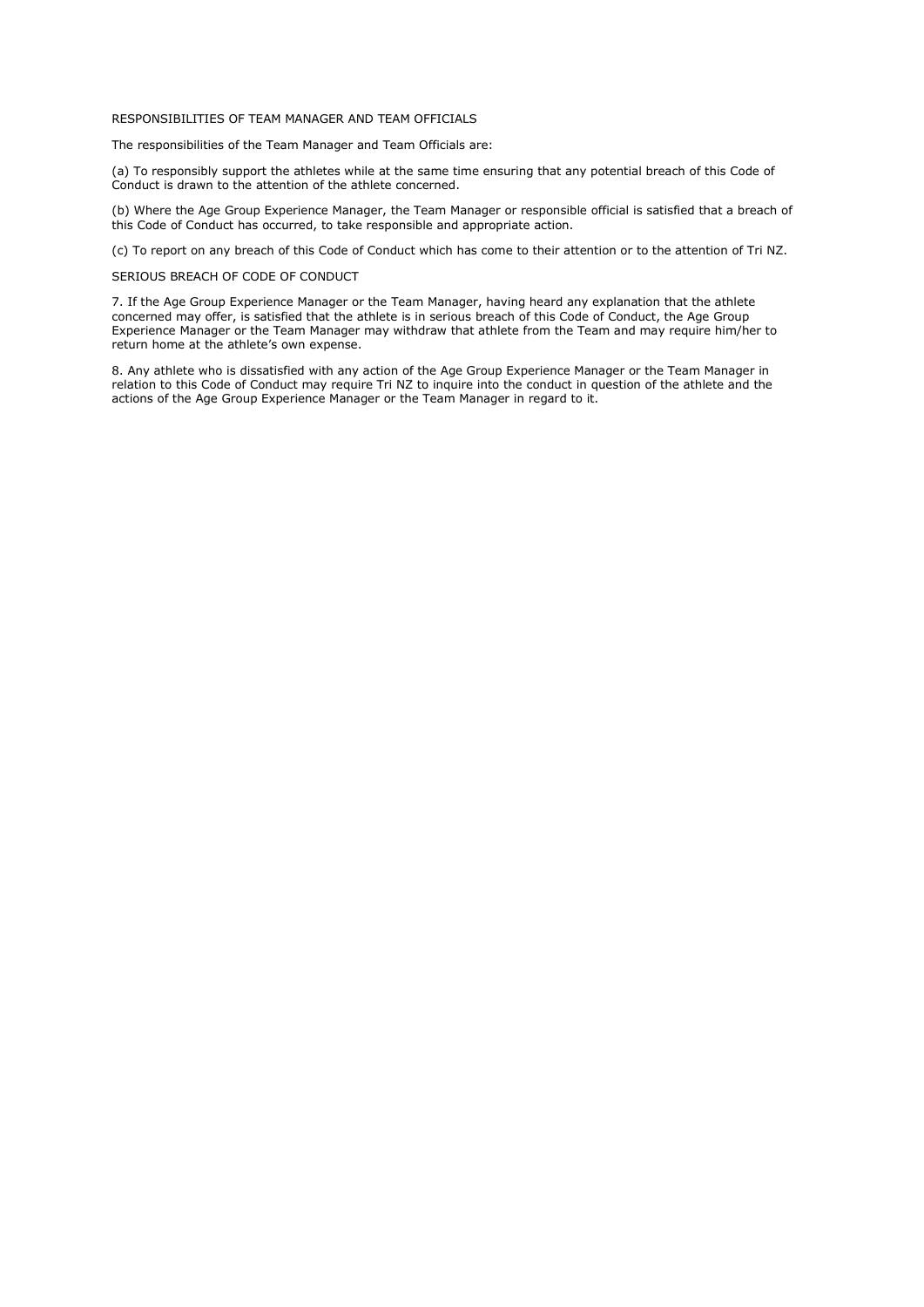## RESPONSIBILITIES OF TEAM MANAGER AND TEAM OFFICIALS

The responsibilities of the Team Manager and Team Officials are:

(a) To responsibly support the athletes while at the same time ensuring that any potential breach of this Code of Conduct is drawn to the attention of the athlete concerned.

(b) Where the Age Group Experience Manager, the Team Manager or responsible official is satisfied that a breach of this Code of Conduct has occurred, to take responsible and appropriate action.

(c) To report on any breach of this Code of Conduct which has come to their attention or to the attention of Tri NZ.

## SERIOUS BREACH OF CODE OF CONDUCT

7. If the Age Group Experience Manager or the Team Manager, having heard any explanation that the athlete concerned may offer, is satisfied that the athlete is in serious breach of this Code of Conduct, the Age Group Experience Manager or the Team Manager may withdraw that athlete from the Team and may require him/her to return home at the athlete's own expense.

8. Any athlete who is dissatisfied with any action of the Age Group Experience Manager or the Team Manager in relation to this Code of Conduct may require Tri NZ to inquire into the conduct in question of the athlete and the actions of the Age Group Experience Manager or the Team Manager in regard to it.